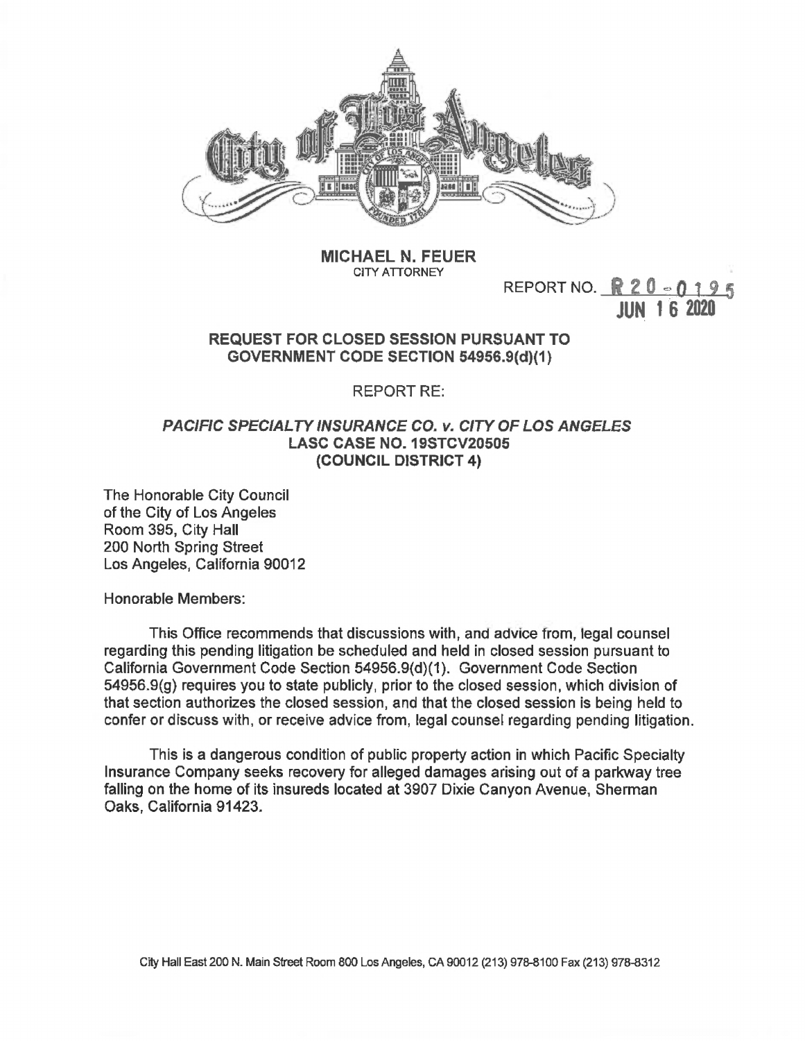**MICHAEL N. FEUER**
CITY ATTORNEY

REPORT NO. R 20 - 0195
JUN 16 2020

**REQUEST FOR CLOSED SESSION PURSUANT TO GOVERNMENT CODE SECTION 54956.9(d)(1)**

REPORT RE:

***PACIFIC SPECIALTY INSURANCE CO. v. CITY OF LOS ANGELES***
**LASC CASE NO. 19STCV20505**
**(COUNCIL DISTRICT 4)**

The Honorable City Council
of the City of Los Angeles
Room 395, City Hall
200 North Spring Street
Los Angeles, California 90012

Honorable Members:

This Office recommends that discussions with, and advice from, legal counsel regarding this pending litigation be scheduled and held in closed session pursuant to California Government Code Section 54956.9(d)(1). Government Code Section 54956.9(g) requires you to state publicly, prior to the closed session, which division of that section authorizes the closed session, and that the closed session is being held to confer or discuss with, or receive advice from, legal counsel regarding pending litigation.

This is a dangerous condition of public property action in which Pacific Specialty Insurance Company seeks recovery for alleged damages arising out of a parkway tree falling on the home of its insureds located at 3907 Dixie Canyon Avenue, Sherman Oaks, California 91423.

City Hall East 200 N. Main Street Room 800 Los Angeles, CA 90012 (213) 978-8100 Fax (213) 978-8312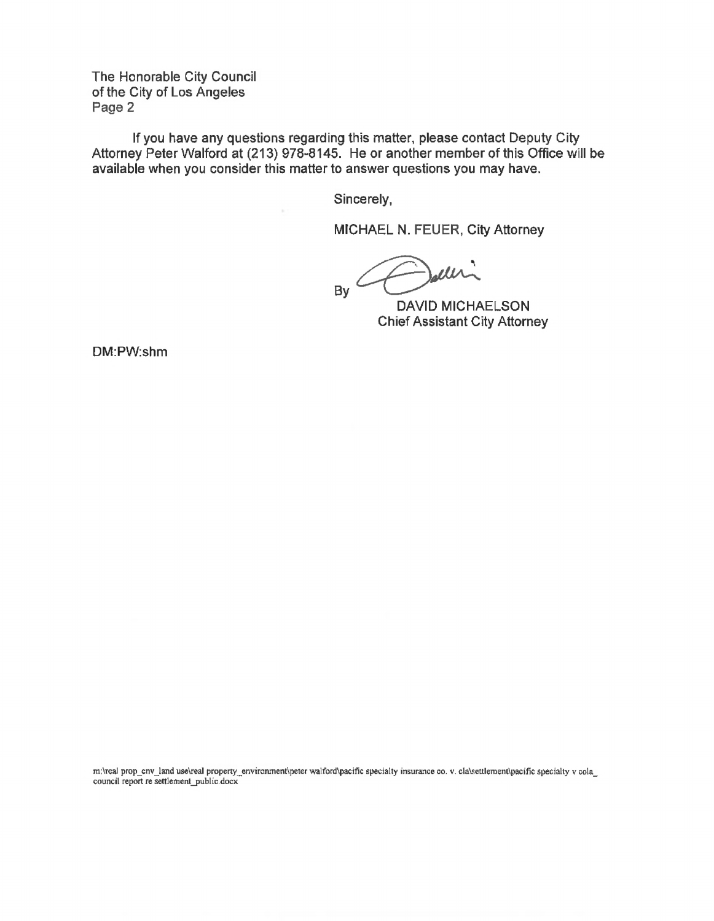The Honorable City Council
of the City of Los Angeles
Page 2

If you have any questions regarding this matter, please contact Deputy City Attorney Peter Walford at (213) 978-8145. He or another member of this Office will be available when you consider this matter to answer questions you may have.

Sincerely,

MICHAEL N. FEUER, City Attorney

By

DAVID MICHAELSON
Chief Assistant City Attorney

DM:PW:shm

m:\real prop_env_land use\real property_environment\peter walford\pacific specialty insurance co. v. cla\settlement\pacific specialty v cola_council report re settlement_public.docx